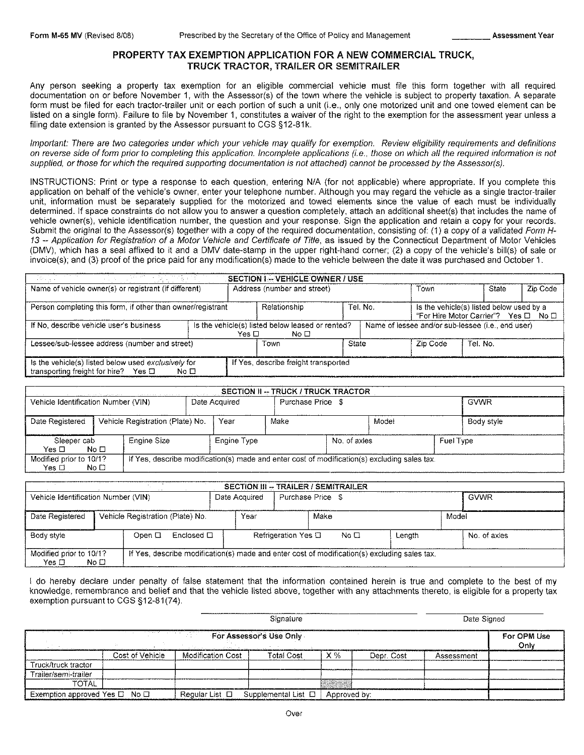Form M-65 MV (Revised 8/08) Prescribed by the Secretary of the Office of Policy and Management ________ Assessment Year

# PROPERTY TAX EXEMPTION APPLICATION FOR A NEW COMMERCIAL TRUCK, TRUCK TRACTOR, TRAILER OR SEMITRAILER

Any person seeking a property tax exemption for an eligible commercial vehicle must file this form together with all required documentation on or before November 1, with the Assessor(s) of the town where the vehicle is subject to property taxation. A separate form must be filed for each tractor-trailer unit or each portion of such a unit (i.e., only one motorized unit and one towed element can be listed on a single form). Failure to file by November 1, constitutes a waiver of the right to the exemption for the assessment year unless a filing date extension is granted by the Assessor pursuant to CGS §12-81k.

*Important: There are two categories under which your vehicle may qualify for exemption. Review eligibility requirements and definitions on reverse side of form prior to completing this application. Incomplete applications (i.e., those on which all the required information is not supplied, or those for which the required supporting documentation is not attached) cannot be processed by the Assessor(s).*

INSTRUCTIONS: Print or type a response to each question, entering N/A (for not applicable) where appropriate. If you complete this application on behalf of the vehicle's owner, enter your telephone number. Although you may regard the vehicle as a single tractor-trailer unit, information must be separately supplied for the motorized and towed elements since the value of each must be individually determined. If space constraints do not allow you to answer a question completely, attach an additional sheet(s) that includes the name of vehicle owner(s), vehicle identification number, the question and your response. Sign the application and retain a copy for your records. Submit the original to the Assessor(s) together with a copy of the required documentation, consisting of: (1) a copy of a validated *Form H-13 -- Application for Registration of a Motor Vehicle and Certificate of Title*, as issued by the Connecticut Department of Motor Vehicles (DMV), which has a seal affixed to it and a DMV date-stamp in the upper right-hand corner; (2) a copy of the vehicle's bill(s) of sale or invoice(s); and (3) proof of the price paid for any modification(s) made to the vehicle between the date it was purchased and October 1.

## SECTION I -- VEHICLE OWNER / USE

| Name of vehicle owner(s) or registrant (if different) | Address (number and street) | Town | State | Zip Code |
|---|---|---|---|---|
| | | | | |

| Person completing this form, if other than owner/registrant | Relationship | Tel. No. | Is the vehicle(s) listed below used by a "For Hire Motor Carrier"? Yes ☐ No ☐ |
|---|---|---|---|
| | | | |

| If No, describe vehicle user's business | Is the vehicle(s) listed below leased or rented? Yes ☐ No ☐ | Name of lessee and/or sub-lessee (i.e., end user) |
|---|---|---|
| | | |

| Lessee/sub-lessee address (number and street) | Town | State | Zip Code | Tel. No. |
|---|---|---|---|---|
| | | | | |

| Is the vehicle(s) listed below used *exclusively* for transporting freight for hire? Yes ☐ No ☐ | If Yes, describe freight transported |
|---|---|
| | |

## SECTION II -- TRUCK / TRUCK TRACTOR

| Vehicle Identification Number (VIN) | Date Acquired | Purchase Price $ | GVWR |
|---|---|---|---|
| | | | |

| Date Registered | Vehicle Registration (Plate) No. | Year | Make | Model | Body style |
|---|---|---|---|---|---|
| | | | | | |

| Sleeper cab Yes ☐ No ☐ | Engine Size | Engine Type | No. of axles | Fuel Type |
|---|---|---|---|---|
| | | | | |

| Modified prior to 10/1? Yes ☐ No ☐ | If Yes, describe modification(s) made and enter cost of modification(s) excluding sales tax. |
|---|---|
| | |

## SECTION III -- TRAILER / SEMITRAILER

| Vehicle Identification Number (VIN) | Date Acquired | Purchase Price $ | GVWR |
|---|---|---|---|
| | | | |

| Date Registered | Vehicle Registration (Plate) No. | Year | Make | Model |
|---|---|---|---|---|
| | | | | |

| Body style | Open ☐ Enclosed ☐ | Refrigeration Yes ☐ No ☐ | Length | No. of axles |
|---|---|---|---|---|
| | | | | |

| Modified prior to 10/1? Yes ☐ No ☐ | If Yes, describe modification(s) made and enter cost of modification(s) excluding sales tax. |
|---|---|
| | |

I do hereby declare under penalty of false statement that the information contained herein is true and complete to the best of my knowledge, remembrance and belief and that the vehicle listed above, together with any attachments thereto, is eligible for a property tax exemption pursuant to CGS §12-81(74).

_______________________________ Signature _______________ Date Signed

| For Assessor's Use Only | | | | | | | For OPM Use Only |
|---|---|---|---|---|---|---|---|
| | Cost of Vehicle | Modification Cost | Total Cost | X % | Depr. Cost | Assessment | |
| Truck/truck tractor | | | | | | | |
| Trailer/semi-trailer | | | | | | | |
| TOTAL | | | | | | | |
| Exemption approved Yes ☐ No ☐ | Regular List ☐ | Supplemental List ☐ | | Approved by: | | | |

Over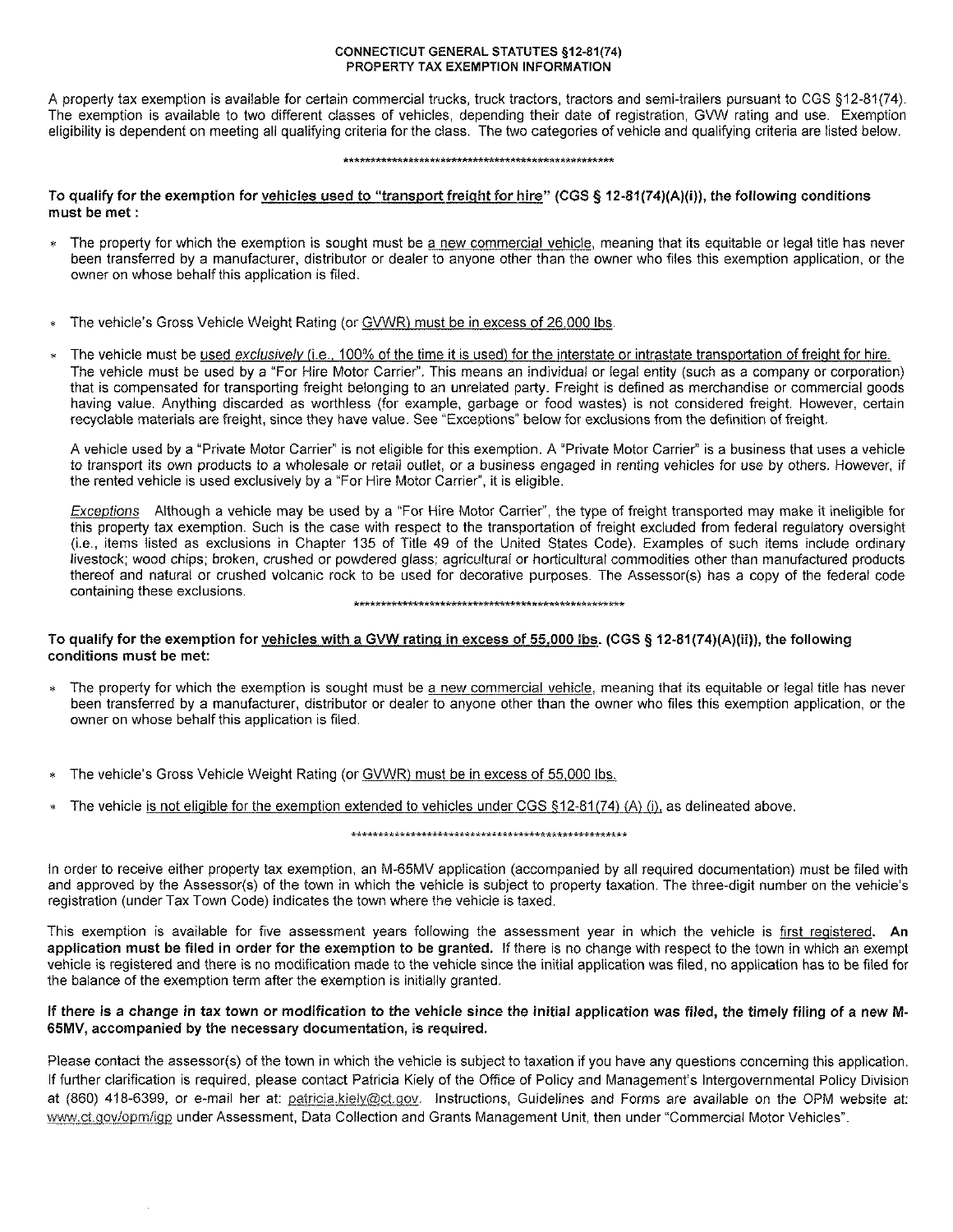# CONNECTICUT GENERAL STATUTES §12-81(74)
# PROPERTY TAX EXEMPTION INFORMATION

A property tax exemption is available for certain commercial trucks, truck tractors, tractors and semi-trailers pursuant to CGS §12-81(74). The exemption is available to two different classes of vehicles, depending their date of registration, GVW rating and use. Exemption eligibility is dependent on meeting all qualifying criteria for the class. The two categories of vehicle and qualifying criteria are listed below.

\*\*\*\*\*\*\*\*\*\*\*\*\*\*\*\*\*\*\*\*\*\*\*\*\*\*\*\*\*\*\*\*\*\*\*\*\*\*\*\*\*\*\*\*\*\*\*\*\*\*\*\*

**To qualify for the exemption for vehicles used to "transport freight for hire" (CGS § 12-81(74)(A)(i)), the following conditions must be met :**

- The property for which the exemption is sought must be a new commercial vehicle, meaning that its equitable or legal title has never been transferred by a manufacturer, distributor or dealer to anyone other than the owner who files this exemption application, or the owner on whose behalf this application is filed.

- The vehicle's Gross Vehicle Weight Rating (or GVWR) must be in excess of 26,000 lbs.

- The vehicle must be used *exclusively* (i.e., 100% of the time it is used) for the interstate or intrastate transportation of freight for hire. The vehicle must be used by a "For Hire Motor Carrier". This means an individual or legal entity (such as a company or corporation) that is compensated for transporting freight belonging to an unrelated party. Freight is defined as merchandise or commercial goods having value. Anything discarded as worthless (for example, garbage or food wastes) is not considered freight. However, certain recyclable materials are freight, since they have value. See "Exceptions" below for exclusions from the definition of freight.

  A vehicle used by a "Private Motor Carrier" is not eligible for this exemption. A "Private Motor Carrier" is a business that uses a vehicle to transport its own products to a wholesale or retail outlet, or a business engaged in renting vehicles for use by others. However, if the rented vehicle is used exclusively by a "For Hire Motor Carrier", it is eligible.

  *Exceptions* Although a vehicle may be used by a "For Hire Motor Carrier", the type of freight transported may make it ineligible for this property tax exemption. Such is the case with respect to the transportation of freight excluded from federal regulatory oversight (i.e., items listed as exclusions in Chapter 135 of Title 49 of the United States Code). Examples of such items include ordinary livestock; wood chips; broken, crushed or powdered glass; agricultural or horticultural commodities other than manufactured products thereof and natural or crushed volcanic rock to be used for decorative purposes. The Assessor(s) has a copy of the federal code containing these exclusions.

\*\*\*\*\*\*\*\*\*\*\*\*\*\*\*\*\*\*\*\*\*\*\*\*\*\*\*\*\*\*\*\*\*\*\*\*\*\*\*\*\*\*\*\*\*\*\*\*\*\*\*\*

**To qualify for the exemption for vehicles with a GVW rating in excess of 55,000 lbs. (CGS § 12-81(74)(A)(ii)), the following conditions must be met:**

- The property for which the exemption is sought must be a new commercial vehicle, meaning that its equitable or legal title has never been transferred by a manufacturer, distributor or dealer to anyone other than the owner who files this exemption application, or the owner on whose behalf this application is filed.

- The vehicle's Gross Vehicle Weight Rating (or GVWR) must be in excess of 55,000 lbs.

- The vehicle is not eligible for the exemption extended to vehicles under CGS §12-81(74) (A) (i), as delineated above.

\*\*\*\*\*\*\*\*\*\*\*\*\*\*\*\*\*\*\*\*\*\*\*\*\*\*\*\*\*\*\*\*\*\*\*\*\*\*\*\*\*\*\*\*\*\*\*\*\*\*\*\*

In order to receive either property tax exemption, an M-65MV application (accompanied by all required documentation) must be filed with and approved by the Assessor(s) of the town in which the vehicle is subject to property taxation. The three-digit number on the vehicle's registration (under Tax Town Code) indicates the town where the vehicle is taxed.

This exemption is available for five assessment years following the assessment year in which the vehicle is first registered. **An application must be filed in order for the exemption to be granted.** If there is no change with respect to the town in which an exempt vehicle is registered and there is no modification made to the vehicle since the initial application was filed, no application has to be filed for the balance of the exemption term after the exemption is initially granted.

**If there is a change in tax town or modification to the vehicle since the initial application was filed, the timely filing of a new M-65MV, accompanied by the necessary documentation, is required.**

Please contact the assessor(s) of the town in which the vehicle is subject to taxation if you have any questions concerning this application. If further clarification is required, please contact Patricia Kiely of the Office of Policy and Management's Intergovernmental Policy Division at (860) 418-6399, or e-mail her at: patricia.kiely@ct.gov. Instructions, Guidelines and Forms are available on the OPM website at: www.ct.gov/opm/igp under Assessment, Data Collection and Grants Management Unit, then under "Commercial Motor Vehicles".